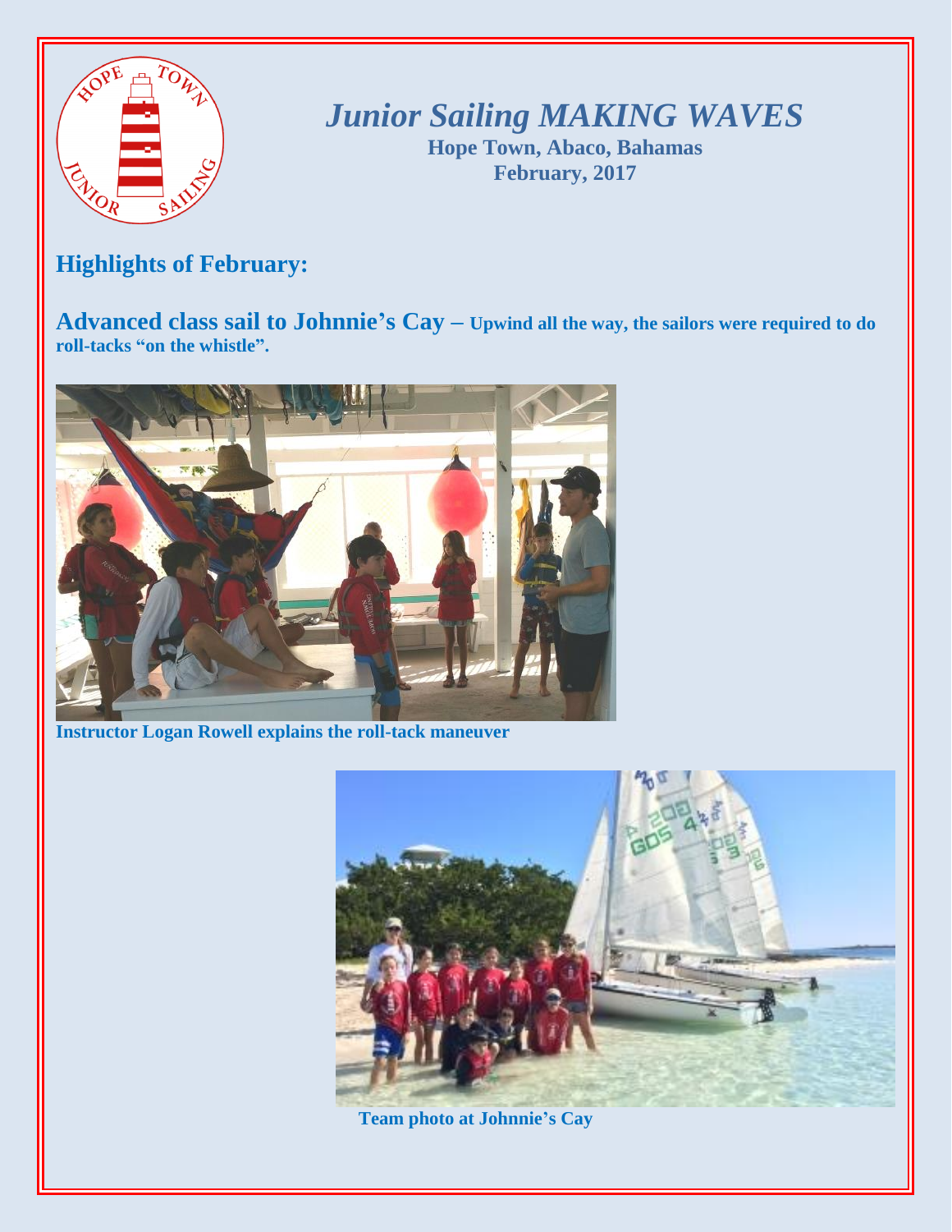# *Junior Sailing MAKING WAVES*

**Hope Town, Abaco, Bahamas**
**February, 2017**

## Highlights of February:

**Advanced class sail to Johnnie's Cay – Upwind all the way, the sailors were required to do roll-tacks "on the whistle".**

**Instructor Logan Rowell explains the roll-tack maneuver**

**Team photo at Johnnie's Cay**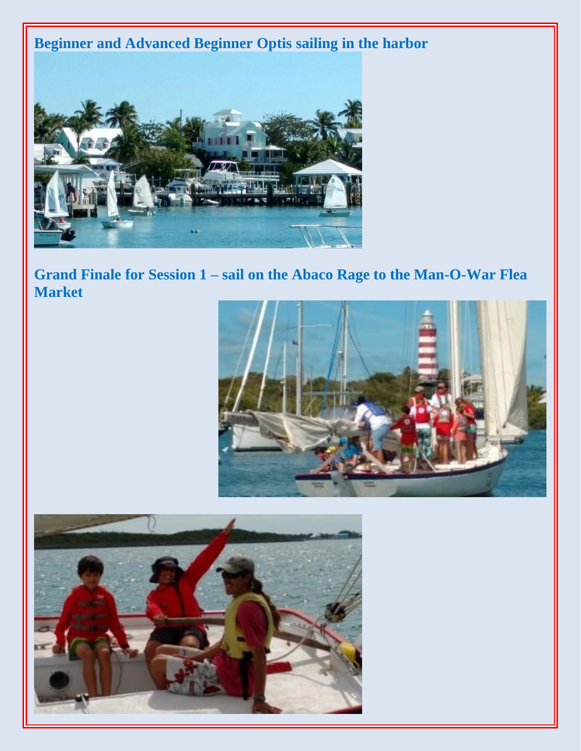**Beginner and Advanced Beginner Optis sailing in the harbor**

**Grand Finale for Session 1 – sail on the Abaco Rage to the Man-O-War Flea Market**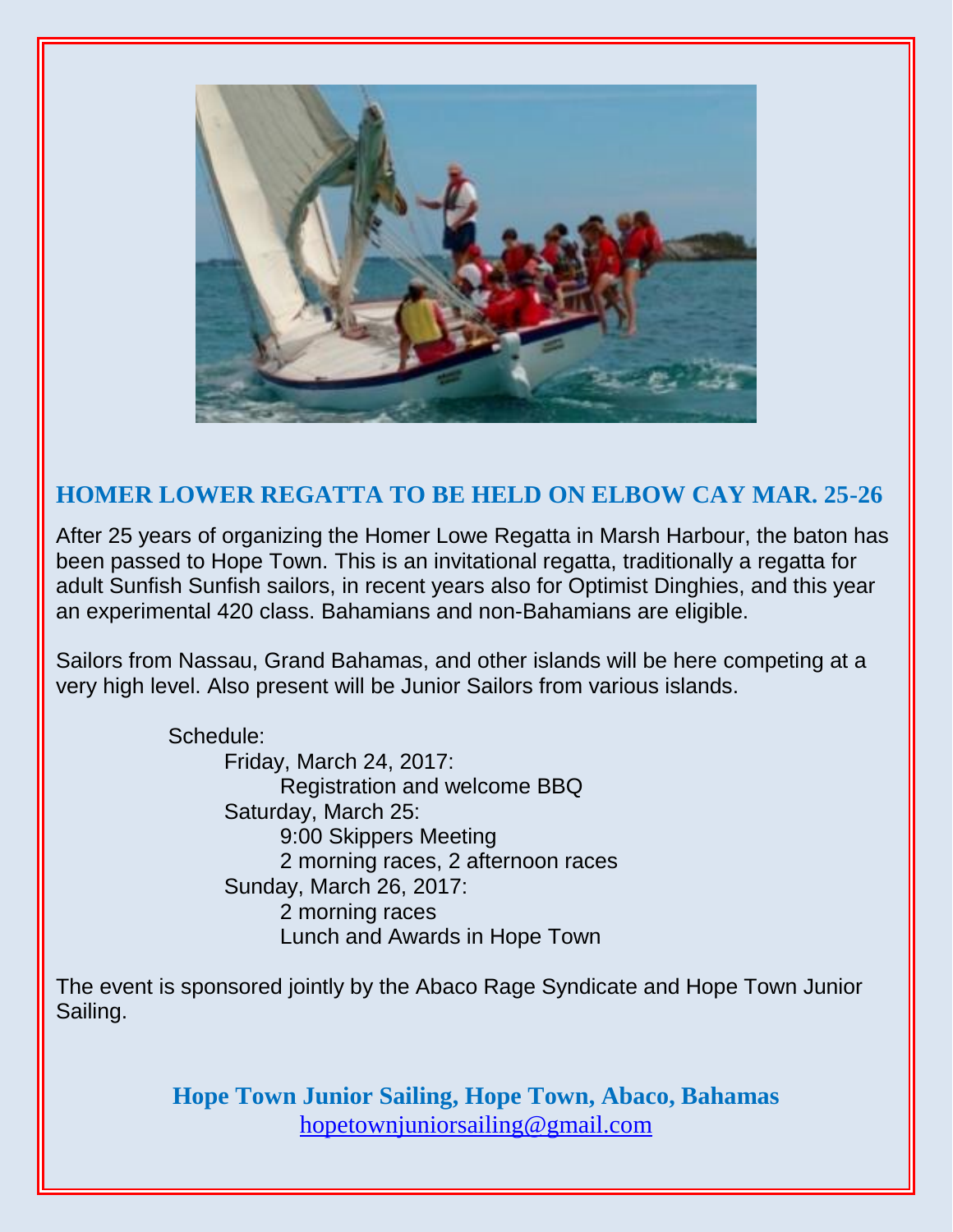## HOMER LOWER REGATTA TO BE HELD ON ELBOW CAY MAR. 25-26

After 25 years of organizing the Homer Lowe Regatta in Marsh Harbour, the baton has been passed to Hope Town. This is an invitational regatta, traditionally a regatta for adult Sunfish Sunfish sailors, in recent years also for Optimist Dinghies, and this year an experimental 420 class. Bahamians and non-Bahamians are eligible.

Sailors from Nassau, Grand Bahamas, and other islands will be here competing at a very high level. Also present will be Junior Sailors from various islands.

Schedule:

- Friday, March 24, 2017:
  - Registration and welcome BBQ
- Saturday, March 25:
  - 9:00 Skippers Meeting
  - 2 morning races, 2 afternoon races
- Sunday, March 26, 2017:
  - 2 morning races
  - Lunch and Awards in Hope Town

The event is sponsored jointly by the Abaco Rage Syndicate and Hope Town Junior Sailing.

**Hope Town Junior Sailing, Hope Town, Abaco, Bahamas**
hopetownjuniorsailing@gmail.com